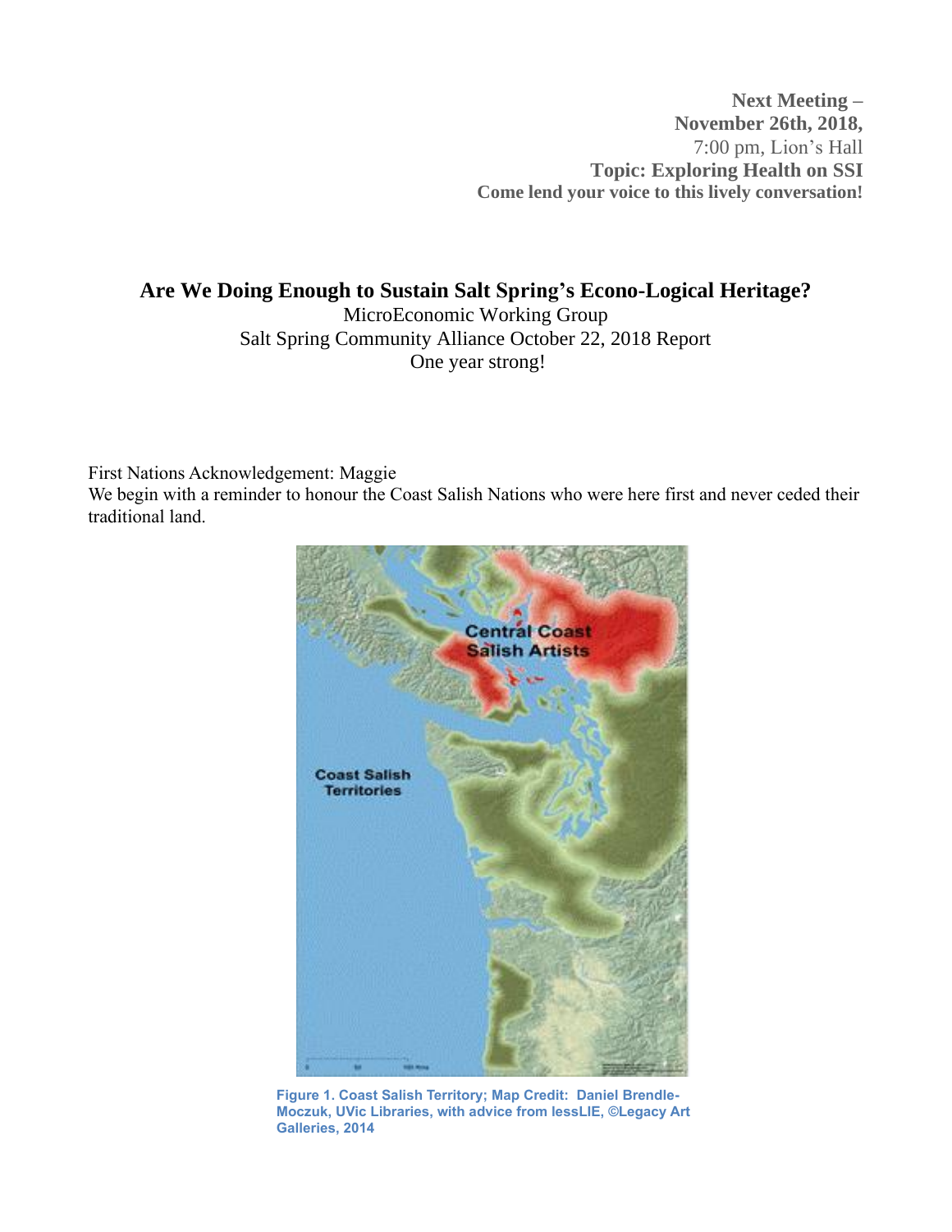**Next Meeting – November 26th, 2018,**
7:00 pm, Lion's Hall
**Topic: Exploring Health on SSI**
**Come lend your voice to this lively conversation!**

# Are We Doing Enough to Sustain Salt Spring's Econo-Logical Heritage?

MicroEconomic Working Group
Salt Spring Community Alliance October 22, 2018 Report
One year strong!

First Nations Acknowledgement: Maggie
We begin with a reminder to honour the Coast Salish Nations who were here first and never ceded their traditional land.

**Figure 1. Coast Salish Territory; Map Credit: Daniel Brendle-Moczuk, UVic Libraries, with advice from lessLIE, ©Legacy Art Galleries, 2014**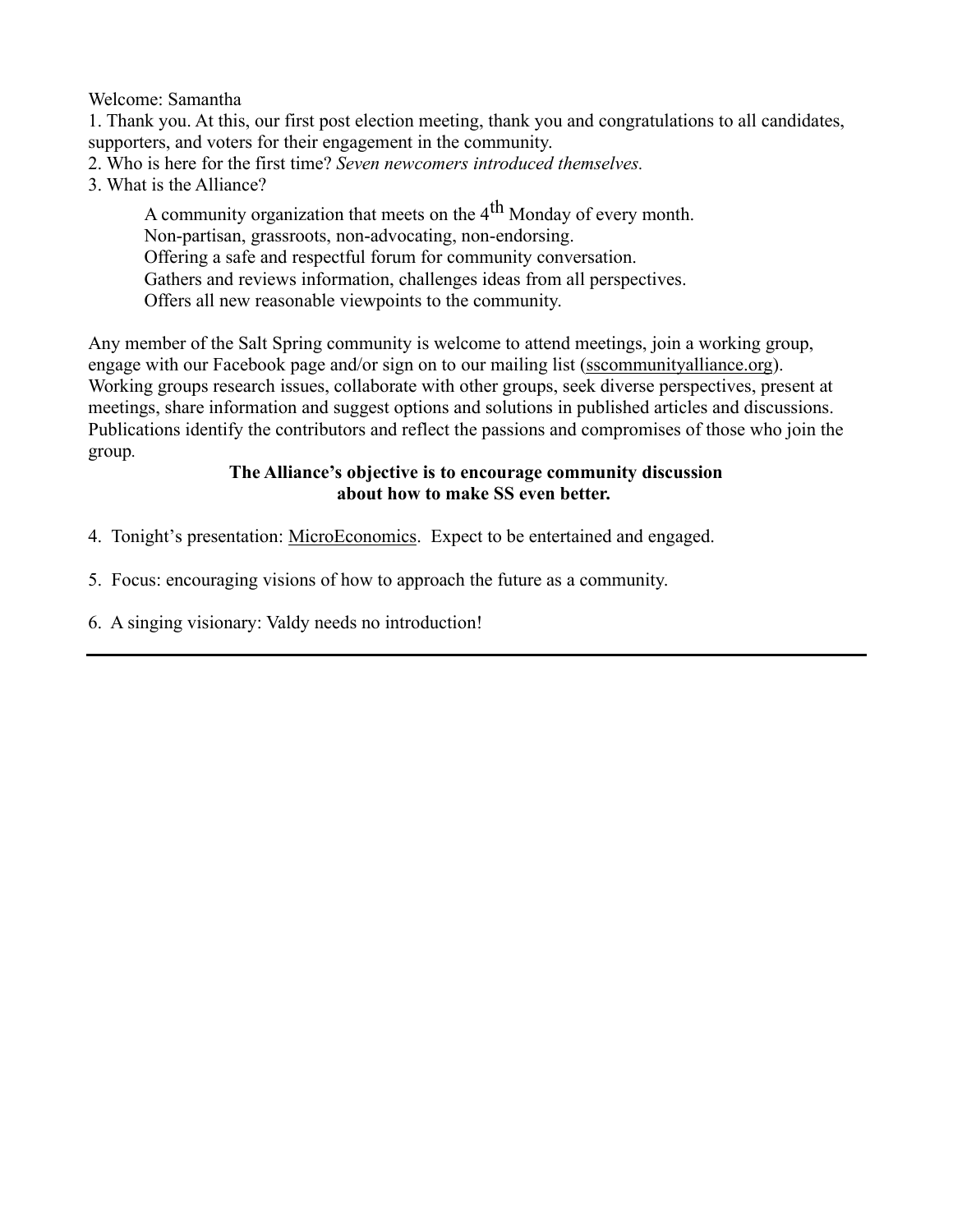Welcome: Samantha

1. Thank you. At this, our first post election meeting, thank you and congratulations to all candidates, supporters, and voters for their engagement in the community.
2. Who is here for the first time? *Seven newcomers introduced themselves.*
3. What is the Alliance?

   A community organization that meets on the 4th Monday of every month.
   Non-partisan, grassroots, non-advocating, non-endorsing.
   Offering a safe and respectful forum for community conversation.
   Gathers and reviews information, challenges ideas from all perspectives.
   Offers all new reasonable viewpoints to the community.

Any member of the Salt Spring community is welcome to attend meetings, join a working group, engage with our Facebook page and/or sign on to our mailing list (sscommunityalliance.org). Working groups research issues, collaborate with other groups, seek diverse perspectives, present at meetings, share information and suggest options and solutions in published articles and discussions. Publications identify the contributors and reflect the passions and compromises of those who join the group.

**The Alliance's objective is to encourage community discussion about how to make SS even better.**

4. Tonight's presentation: MicroEconomics. Expect to be entertained and engaged.

5. Focus: encouraging visions of how to approach the future as a community.

6. A singing visionary: Valdy needs no introduction!

---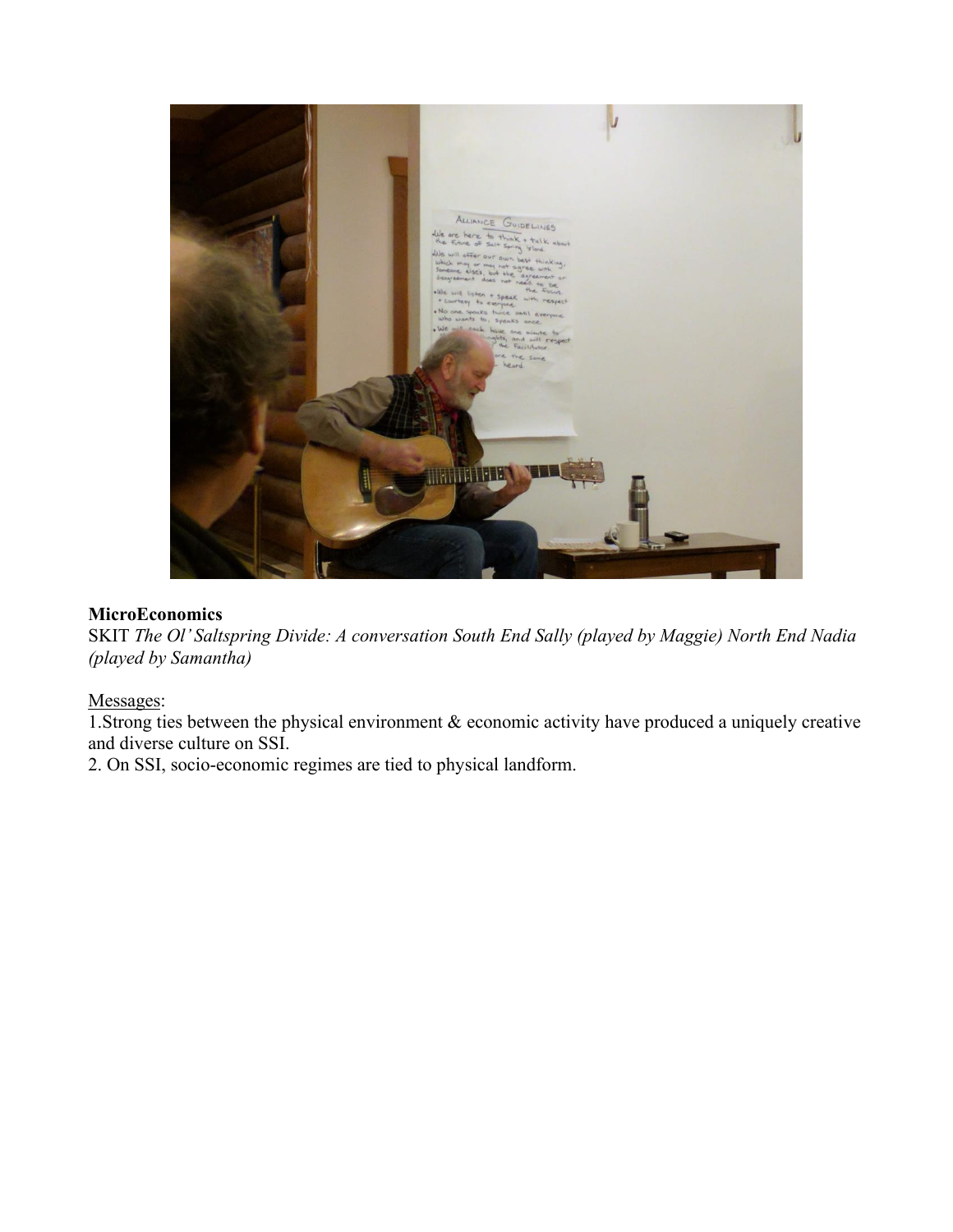**MicroEconomics**

SKIT *The Ol' Saltspring Divide: A conversation South End Sally (played by Maggie) North End Nadia (played by Samantha)*

Messages:

1. Strong ties between the physical environment & economic activity have produced a uniquely creative and diverse culture on SSI.
2. On SSI, socio-economic regimes are tied to physical landform.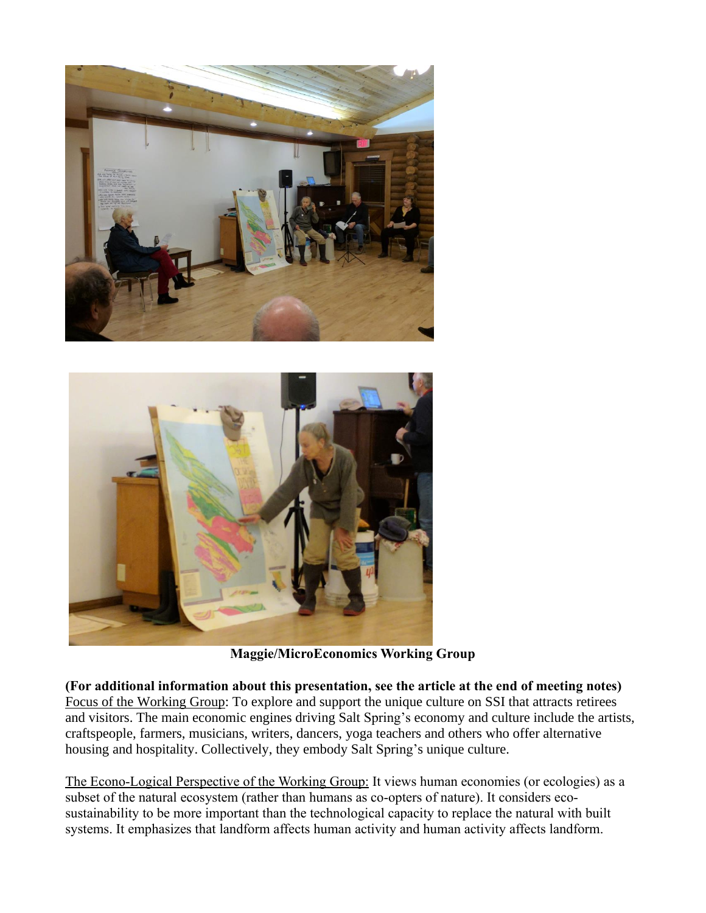**Maggie/MicroEconomics Working Group**

**(For additional information about this presentation, see the article at the end of meeting notes)**
Focus of the Working Group: To explore and support the unique culture on SSI that attracts retirees and visitors. The main economic engines driving Salt Spring's economy and culture include the artists, craftspeople, farmers, musicians, writers, dancers, yoga teachers and others who offer alternative housing and hospitality. Collectively, they embody Salt Spring's unique culture.

The Econo-Logical Perspective of the Working Group: It views human economies (or ecologies) as a subset of the natural ecosystem (rather than humans as co-opters of nature). It considers eco-sustainability to be more important than the technological capacity to replace the natural with built systems. It emphasizes that landform affects human activity and human activity affects landform.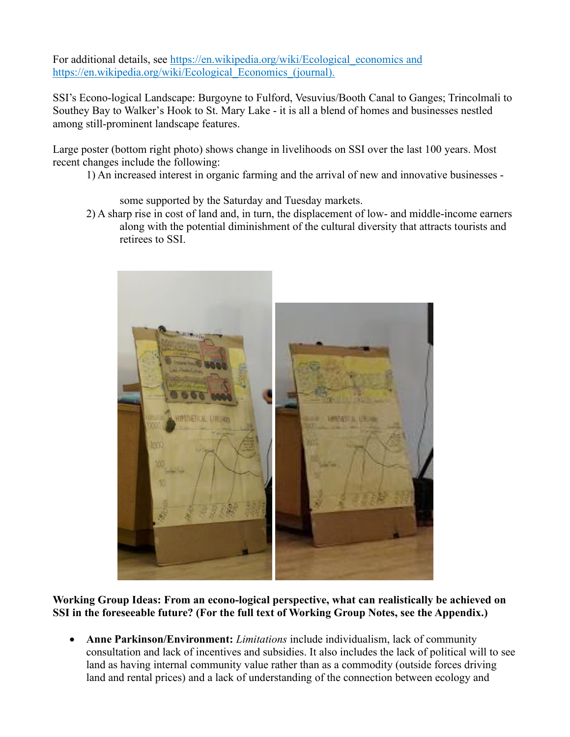For additional details, see [https://en.wikipedia.org/wiki/Ecological_economics and](https://en.wikipedia.org/wiki/Ecological_economics) [https://en.wikipedia.org/wiki/Ecological_Economics_(journal).](https://en.wikipedia.org/wiki/Ecological_Economics_(journal))

SSI's Econo-logical Landscape: Burgoyne to Fulford, Vesuvius/Booth Canal to Ganges; Trincolmali to Southey Bay to Walker's Hook to St. Mary Lake - it is all a blend of homes and businesses nestled among still-prominent landscape features.

Large poster (bottom right photo) shows change in livelihoods on SSI over the last 100 years. Most recent changes include the following:

1) An increased interest in organic farming and the arrival of new and innovative businesses - some supported by the Saturday and Tuesday markets.
2) A sharp rise in cost of land and, in turn, the displacement of low- and middle-income earners along with the potential diminishment of the cultural diversity that attracts tourists and retirees to SSI.

**Working Group Ideas: From an econo-logical perspective, what can realistically be achieved on SSI in the foreseeable future? (For the full text of Working Group Notes, see the Appendix.)**

- **Anne Parkinson/Environment:** *Limitations* include individualism, lack of community consultation and lack of incentives and subsidies. It also includes the lack of political will to see land as having internal community value rather than as a commodity (outside forces driving land and rental prices) and a lack of understanding of the connection between ecology and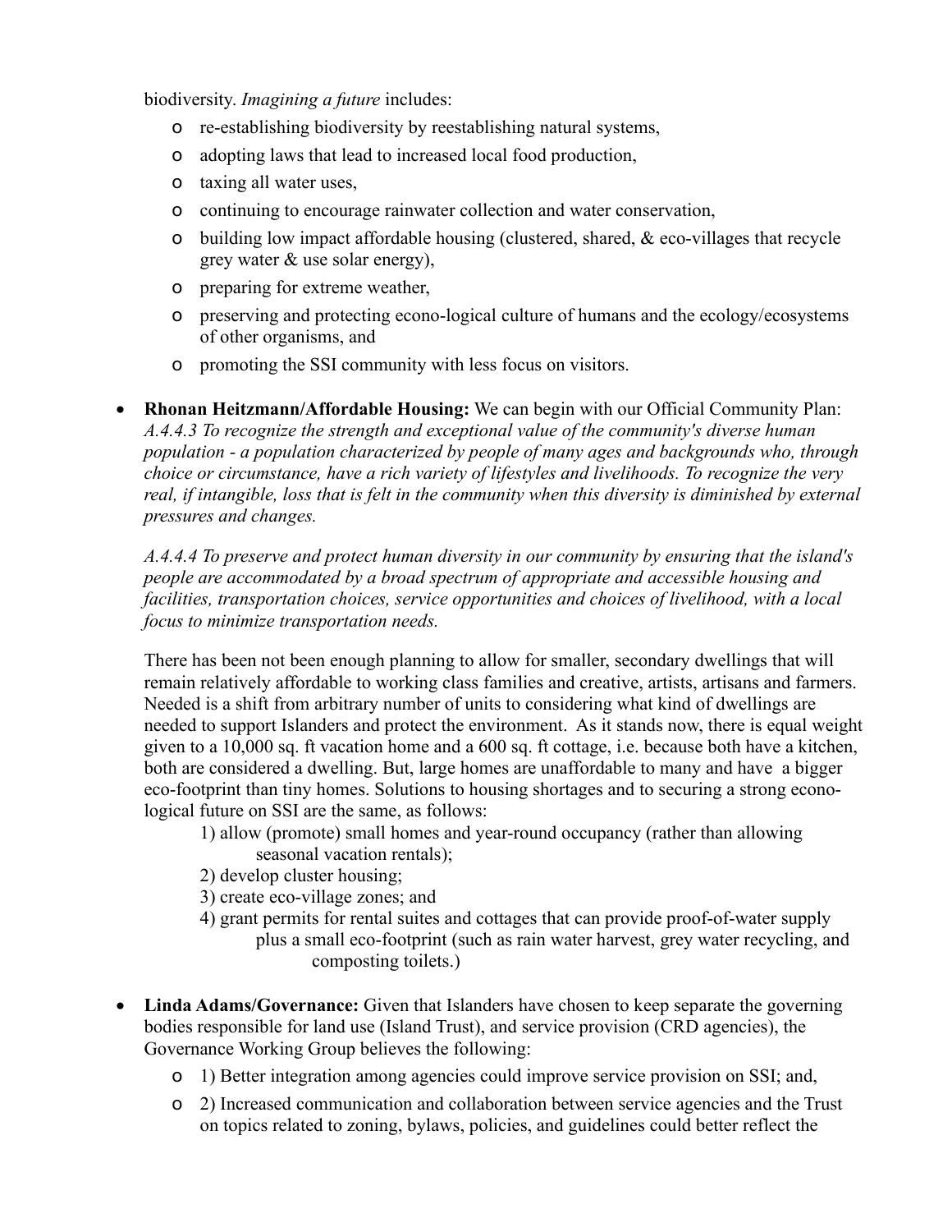biodiversity. *Imagining a future* includes:

- re-establishing biodiversity by reestablishing natural systems,
- adopting laws that lead to increased local food production,
- taxing all water uses,
- continuing to encourage rainwater collection and water conservation,
- building low impact affordable housing (clustered, shared, & eco-villages that recycle grey water & use solar energy),
- preparing for extreme weather,
- preserving and protecting econo-logical culture of humans and the ecology/ecosystems of other organisms, and
- promoting the SSI community with less focus on visitors.

- **Rhonan Heitzmann/Affordable Housing:** We can begin with our Official Community Plan: *A.4.4.3 To recognize the strength and exceptional value of the community's diverse human population - a population characterized by people of many ages and backgrounds who, through choice or circumstance, have a rich variety of lifestyles and livelihoods. To recognize the very real, if intangible, loss that is felt in the community when this diversity is diminished by external pressures and changes.*

  *A.4.4.4 To preserve and protect human diversity in our community by ensuring that the island's people are accommodated by a broad spectrum of appropriate and accessible housing and facilities, transportation choices, service opportunities and choices of livelihood, with a local focus to minimize transportation needs.*

  There has been not been enough planning to allow for smaller, secondary dwellings that will remain relatively affordable to working class families and creative, artists, artisans and farmers. Needed is a shift from arbitrary number of units to considering what kind of dwellings are needed to support Islanders and protect the environment. As it stands now, there is equal weight given to a 10,000 sq. ft vacation home and a 600 sq. ft cottage, i.e. because both have a kitchen, both are considered a dwelling. But, large homes are unaffordable to many and have a bigger eco-footprint than tiny homes. Solutions to housing shortages and to securing a strong econo-logical future on SSI are the same, as follows:

  1) allow (promote) small homes and year-round occupancy (rather than allowing seasonal vacation rentals);
  2) develop cluster housing;
  3) create eco-village zones; and
  4) grant permits for rental suites and cottages that can provide proof-of-water supply plus a small eco-footprint (such as rain water harvest, grey water recycling, and composting toilets.)

- **Linda Adams/Governance:** Given that Islanders have chosen to keep separate the governing bodies responsible for land use (Island Trust), and service provision (CRD agencies), the Governance Working Group believes the following:
  - 1) Better integration among agencies could improve service provision on SSI; and,
  - 2) Increased communication and collaboration between service agencies and the Trust on topics related to zoning, bylaws, policies, and guidelines could better reflect the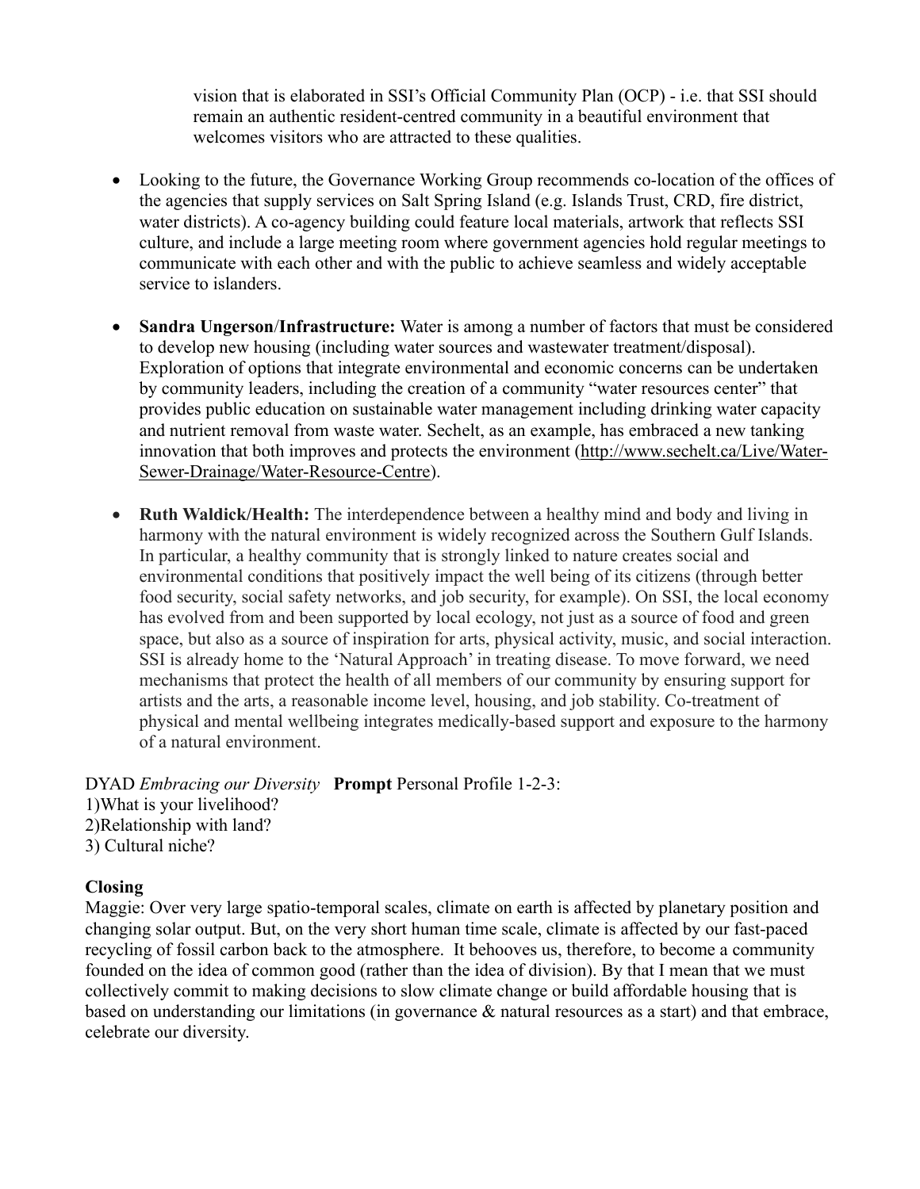vision that is elaborated in SSI's Official Community Plan (OCP) - i.e. that SSI should remain an authentic resident-centred community in a beautiful environment that welcomes visitors who are attracted to these qualities.

- Looking to the future, the Governance Working Group recommends co-location of the offices of the agencies that supply services on Salt Spring Island (e.g. Islands Trust, CRD, fire district, water districts). A co-agency building could feature local materials, artwork that reflects SSI culture, and include a large meeting room where government agencies hold regular meetings to communicate with each other and with the public to achieve seamless and widely acceptable service to islanders.

- **Sandra Ungerson/Infrastructure:** Water is among a number of factors that must be considered to develop new housing (including water sources and wastewater treatment/disposal). Exploration of options that integrate environmental and economic concerns can be undertaken by community leaders, including the creation of a community "water resources center" that provides public education on sustainable water management including drinking water capacity and nutrient removal from waste water. Sechelt, as an example, has embraced a new tanking innovation that both improves and protects the environment (http://www.sechelt.ca/Live/Water-Sewer-Drainage/Water-Resource-Centre).

- **Ruth Waldick/Health:** The interdependence between a healthy mind and body and living in harmony with the natural environment is widely recognized across the Southern Gulf Islands. In particular, a healthy community that is strongly linked to nature creates social and environmental conditions that positively impact the well being of its citizens (through better food security, social safety networks, and job security, for example). On SSI, the local economy has evolved from and been supported by local ecology, not just as a source of food and green space, but also as a source of inspiration for arts, physical activity, music, and social interaction. SSI is already home to the 'Natural Approach' in treating disease. To move forward, we need mechanisms that protect the health of all members of our community by ensuring support for artists and the arts, a reasonable income level, housing, and job stability. Co-treatment of physical and mental wellbeing integrates medically-based support and exposure to the harmony of a natural environment.

DYAD *Embracing our Diversity* **Prompt** Personal Profile 1-2-3:
1)What is your livelihood?
2)Relationship with land?
3) Cultural niche?

**Closing**

Maggie: Over very large spatio-temporal scales, climate on earth is affected by planetary position and changing solar output. But, on the very short human time scale, climate is affected by our fast-paced recycling of fossil carbon back to the atmosphere. It behooves us, therefore, to become a community founded on the idea of common good (rather than the idea of division). By that I mean that we must collectively commit to making decisions to slow climate change or build affordable housing that is based on understanding our limitations (in governance & natural resources as a start) and that embrace, celebrate our diversity.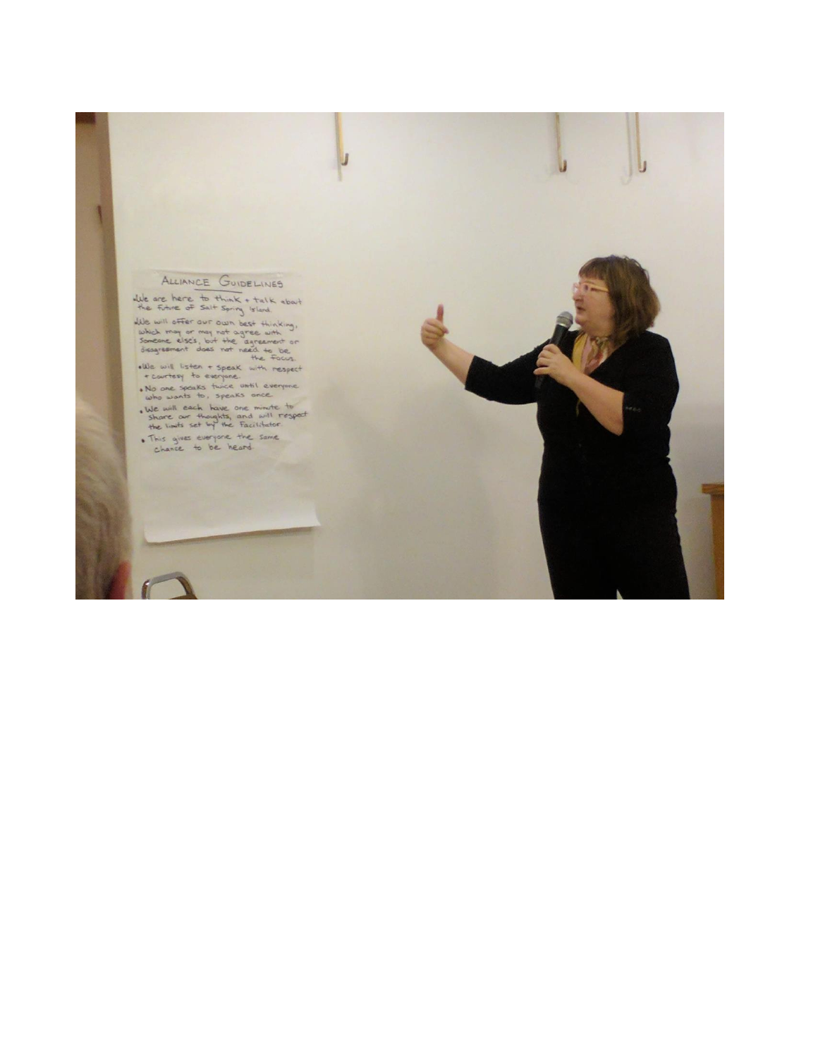ALLIANCE GUIDELINES

- We are here to think + talk about the future of Salt Spring Island.
- We will offer our own best thinking, which may or may not agree with someone else's, but the agreement or disagreement does not need to be the focus.
- We will listen + speak with respect + courtesy to everyone.
- No one speaks twice until everyone who wants to, speaks once.
- We will each have one minute to share our thoughts, and will respect the limits set by the Facilitator.
- This gives everyone the same chance to be heard.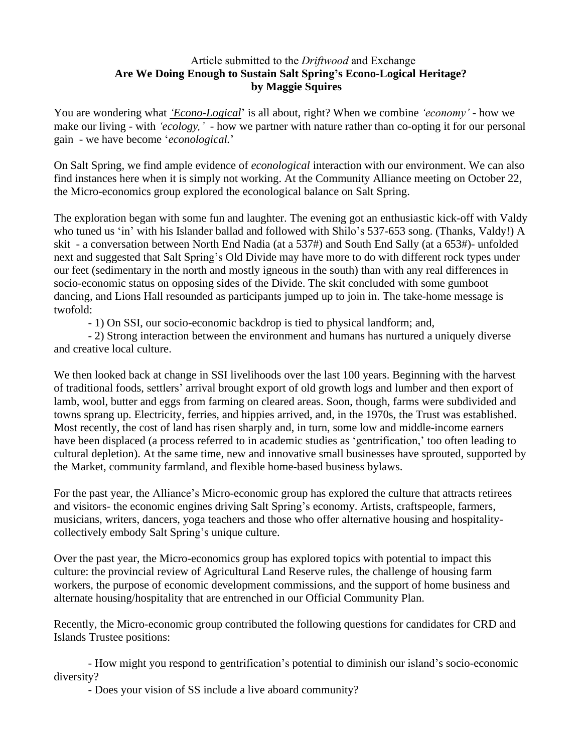Article submitted to the *Driftwood* and Exchange

**Are We Doing Enough to Sustain Salt Spring's Econo-Logical Heritage?**

**by Maggie Squires**

You are wondering what ***'Econo-Logical'*** is all about, right? When we combine *'economy'* - how we make our living - with *'ecology,'* - how we partner with nature rather than co-opting it for our personal gain - we have become '*econological.*'

On Salt Spring, we find ample evidence of *econological* interaction with our environment. We can also find instances here when it is simply not working. At the Community Alliance meeting on October 22, the Micro-economics group explored the econological balance on Salt Spring.

The exploration began with some fun and laughter. The evening got an enthusiastic kick-off with Valdy who tuned us 'in' with his Islander ballad and followed with Shilo's 537-653 song. (Thanks, Valdy!) A skit - a conversation between North End Nadia (at a 537#) and South End Sally (at a 653#)- unfolded next and suggested that Salt Spring's Old Divide may have more to do with different rock types under our feet (sedimentary in the north and mostly igneous in the south) than with any real differences in socio-economic status on opposing sides of the Divide. The skit concluded with some gumboot dancing, and Lions Hall resounded as participants jumped up to join in. The take-home message is twofold:

- 1) On SSI, our socio-economic backdrop is tied to physical landform; and,
- 2) Strong interaction between the environment and humans has nurtured a uniquely diverse and creative local culture.

We then looked back at change in SSI livelihoods over the last 100 years. Beginning with the harvest of traditional foods, settlers' arrival brought export of old growth logs and lumber and then export of lamb, wool, butter and eggs from farming on cleared areas. Soon, though, farms were subdivided and towns sprang up. Electricity, ferries, and hippies arrived, and, in the 1970s, the Trust was established. Most recently, the cost of land has risen sharply and, in turn, some low and middle-income earners have been displaced (a process referred to in academic studies as 'gentrification,' too often leading to cultural depletion). At the same time, new and innovative small businesses have sprouted, supported by the Market, community farmland, and flexible home-based business bylaws.

For the past year, the Alliance's Micro-economic group has explored the culture that attracts retirees and visitors- the economic engines driving Salt Spring's economy. Artists, craftspeople, farmers, musicians, writers, dancers, yoga teachers and those who offer alternative housing and hospitality- collectively embody Salt Spring's unique culture.

Over the past year, the Micro-economics group has explored topics with potential to impact this culture: the provincial review of Agricultural Land Reserve rules, the challenge of housing farm workers, the purpose of economic development commissions, and the support of home business and alternate housing/hospitality that are entrenched in our Official Community Plan.

Recently, the Micro-economic group contributed the following questions for candidates for CRD and Islands Trustee positions:

- How might you respond to gentrification's potential to diminish our island's socio-economic diversity?
- Does your vision of SS include a live aboard community?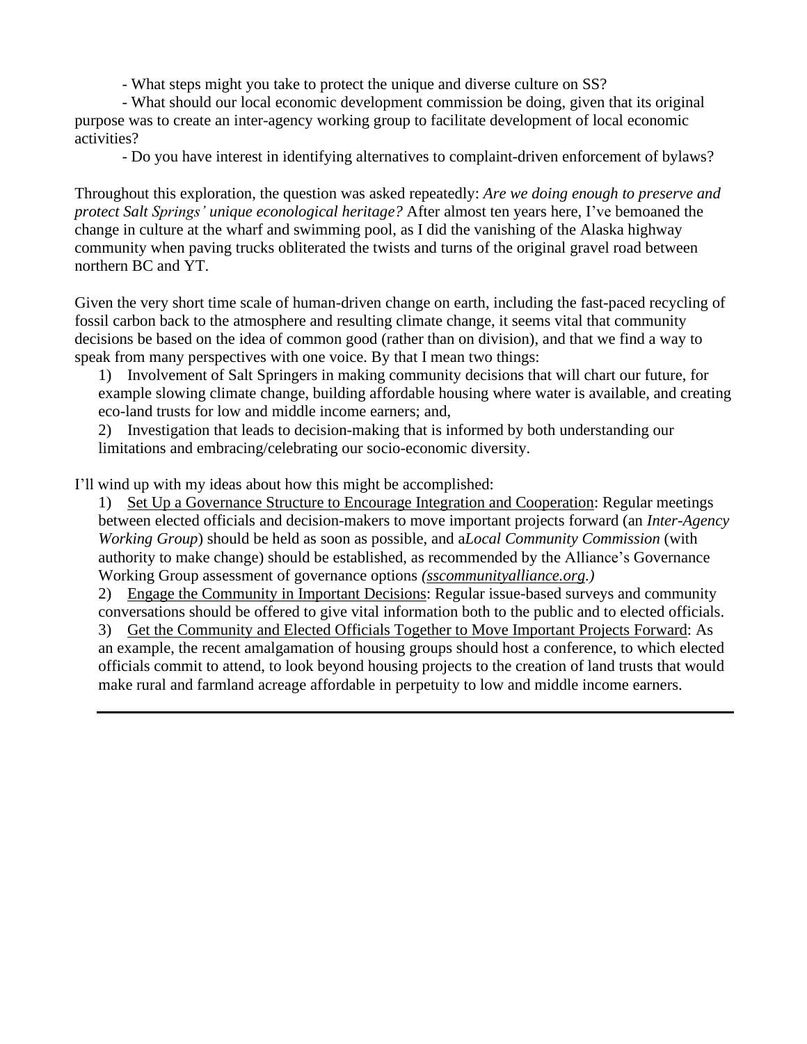- What steps might you take to protect the unique and diverse culture on SS?
- What should our local economic development commission be doing, given that its original purpose was to create an inter-agency working group to facilitate development of local economic activities?
- Do you have interest in identifying alternatives to complaint-driven enforcement of bylaws?

Throughout this exploration, the question was asked repeatedly: *Are we doing enough to preserve and protect Salt Springs' unique econological heritage?* After almost ten years here, I've bemoaned the change in culture at the wharf and swimming pool, as I did the vanishing of the Alaska highway community when paving trucks obliterated the twists and turns of the original gravel road between northern BC and YT.

Given the very short time scale of human-driven change on earth, including the fast-paced recycling of fossil carbon back to the atmosphere and resulting climate change, it seems vital that community decisions be based on the idea of common good (rather than on division), and that we find a way to speak from many perspectives with one voice. By that I mean two things:

1) Involvement of Salt Springers in making community decisions that will chart our future, for example slowing climate change, building affordable housing where water is available, and creating eco-land trusts for low and middle income earners; and,
2) Investigation that leads to decision-making that is informed by both understanding our limitations and embracing/celebrating our socio-economic diversity.

I'll wind up with my ideas about how this might be accomplished:

1) <u>Set Up a Governance Structure to Encourage Integration and Cooperation</u>: Regular meetings between elected officials and decision-makers to move important projects forward (an *Inter-Agency Working Group*) should be held as soon as possible, and a*Local Community Commission* (with authority to make change) should be established, as recommended by the Alliance's Governance Working Group assessment of governance options *(<u>sscommunityalliance.org</u>.)*
2) <u>Engage the Community in Important Decisions</u>: Regular issue-based surveys and community conversations should be offered to give vital information both to the public and to elected officials.
3) <u>Get the Community and Elected Officials Together to Move Important Projects Forward</u>: As an example, the recent amalgamation of housing groups should host a conference, to which elected officials commit to attend, to look beyond housing projects to the creation of land trusts that would make rural and farmland acreage affordable in perpetuity to low and middle income earners.

---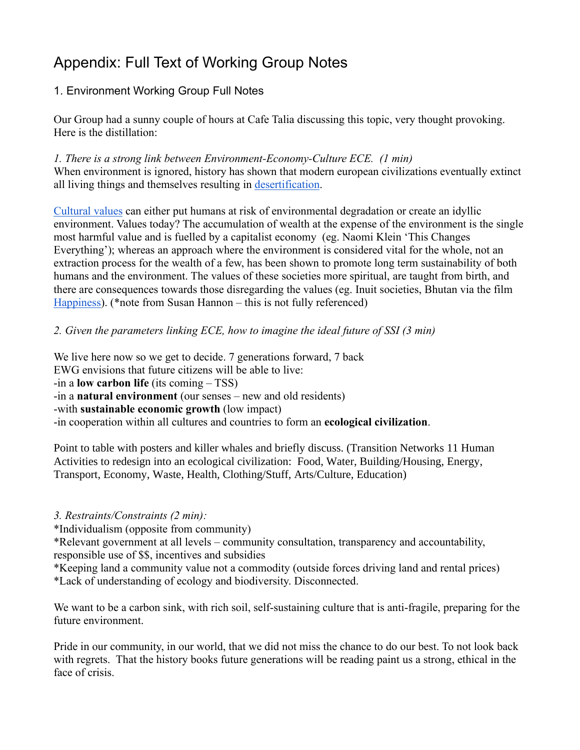# Appendix: Full Text of Working Group Notes

## 1. Environment Working Group Full Notes

Our Group had a sunny couple of hours at Cafe Talia discussing this topic, very thought provoking. Here is the distillation:

*1. There is a strong link between Environment-Economy-Culture ECE. (1 min)*
When environment is ignored, history has shown that modern european civilizations eventually extinct all living things and themselves resulting in desertification.

Cultural values can either put humans at risk of environmental degradation or create an idyllic environment. Values today? The accumulation of wealth at the expense of the environment is the single most harmful value and is fuelled by a capitalist economy (eg. Naomi Klein 'This Changes Everything'); whereas an approach where the environment is considered vital for the whole, not an extraction process for the wealth of a few, has been shown to promote long term sustainability of both humans and the environment. The values of these societies more spiritual, are taught from birth, and there are consequences towards those disregarding the values (eg. Inuit societies, Bhutan via the film Happiness). (*note from Susan Hannon – this is not fully referenced)

*2. Given the parameters linking ECE, how to imagine the ideal future of SSI (3 min)*

We live here now so we get to decide. 7 generations forward, 7 back
EWG envisions that future citizens will be able to live:
-in a **low carbon life** (its coming – TSS)
-in a **natural environment** (our senses – new and old residents)
-with **sustainable economic growth** (low impact)
-in cooperation within all cultures and countries to form an **ecological civilization**.

Point to table with posters and killer whales and briefly discuss. (Transition Networks 11 Human Activities to redesign into an ecological civilization: Food, Water, Building/Housing, Energy, Transport, Economy, Waste, Health, Clothing/Stuff, Arts/Culture, Education)

*3. Restraints/Constraints (2 min):*
*Individualism (opposite from community)
*Relevant government at all levels – community consultation, transparency and accountability, responsible use of $$, incentives and subsidies
*Keeping land a community value not a commodity (outside forces driving land and rental prices)
*Lack of understanding of ecology and biodiversity. Disconnected.

We want to be a carbon sink, with rich soil, self-sustaining culture that is anti-fragile, preparing for the future environment.

Pride in our community, in our world, that we did not miss the chance to do our best. To not look back with regrets. That the history books future generations will be reading paint us a strong, ethical in the face of crisis.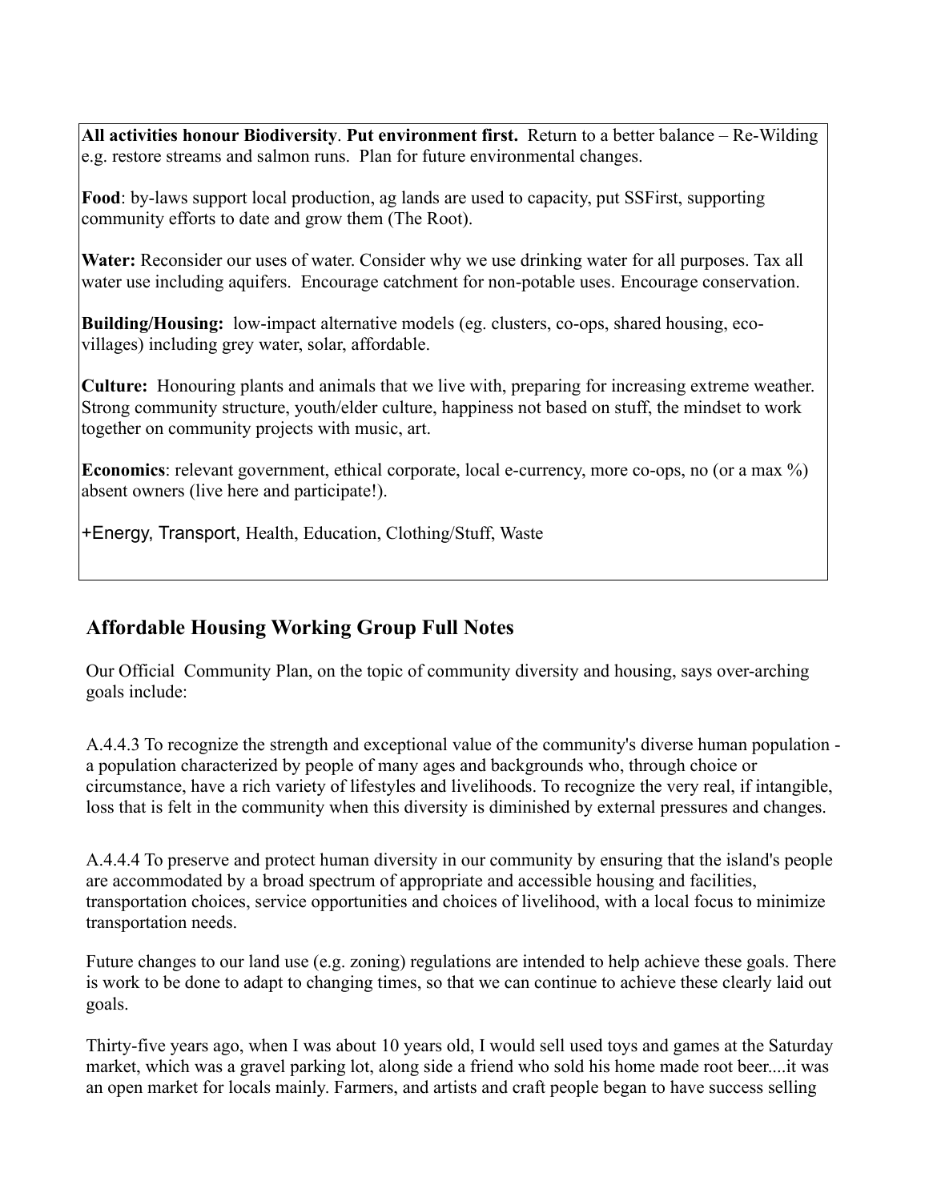**All activities honour Biodiversity**. **Put environment first.** Return to a better balance – Re-Wilding e.g. restore streams and salmon runs. Plan for future environmental changes.

**Food**: by-laws support local production, ag lands are used to capacity, put SSFirst, supporting community efforts to date and grow them (The Root).

**Water:** Reconsider our uses of water. Consider why we use drinking water for all purposes. Tax all water use including aquifers. Encourage catchment for non-potable uses. Encourage conservation.

**Building/Housing:** low-impact alternative models (eg. clusters, co-ops, shared housing, eco-villages) including grey water, solar, affordable.

**Culture:** Honouring plants and animals that we live with, preparing for increasing extreme weather. Strong community structure, youth/elder culture, happiness not based on stuff, the mindset to work together on community projects with music, art.

**Economics**: relevant government, ethical corporate, local e-currency, more co-ops, no (or a max %) absent owners (live here and participate!).

+Energy, Transport, Health, Education, Clothing/Stuff, Waste

## Affordable Housing Working Group Full Notes

Our Official Community Plan, on the topic of community diversity and housing, says over-arching goals include:

A.4.4.3 To recognize the strength and exceptional value of the community's diverse human population - a population characterized by people of many ages and backgrounds who, through choice or circumstance, have a rich variety of lifestyles and livelihoods. To recognize the very real, if intangible, loss that is felt in the community when this diversity is diminished by external pressures and changes.

A.4.4.4 To preserve and protect human diversity in our community by ensuring that the island's people are accommodated by a broad spectrum of appropriate and accessible housing and facilities, transportation choices, service opportunities and choices of livelihood, with a local focus to minimize transportation needs.

Future changes to our land use (e.g. zoning) regulations are intended to help achieve these goals. There is work to be done to adapt to changing times, so that we can continue to achieve these clearly laid out goals.

Thirty-five years ago, when I was about 10 years old, I would sell used toys and games at the Saturday market, which was a gravel parking lot, along side a friend who sold his home made root beer....it was an open market for locals mainly. Farmers, and artists and craft people began to have success selling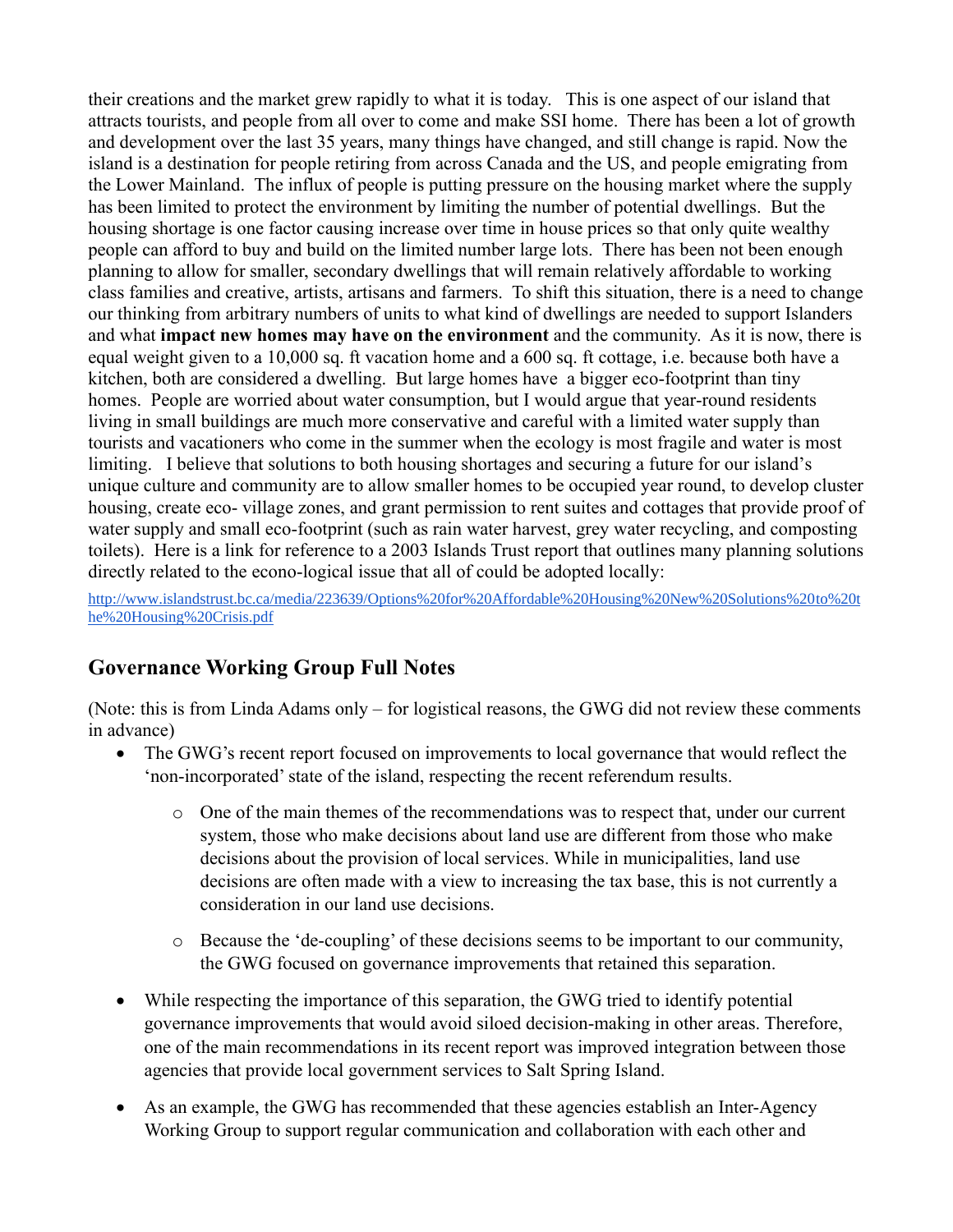their creations and the market grew rapidly to what it is today. This is one aspect of our island that attracts tourists, and people from all over to come and make SSI home. There has been a lot of growth and development over the last 35 years, many things have changed, and still change is rapid. Now the island is a destination for people retiring from across Canada and the US, and people emigrating from the Lower Mainland. The influx of people is putting pressure on the housing market where the supply has been limited to protect the environment by limiting the number of potential dwellings. But the housing shortage is one factor causing increase over time in house prices so that only quite wealthy people can afford to buy and build on the limited number large lots. There has been not been enough planning to allow for smaller, secondary dwellings that will remain relatively affordable to working class families and creative, artists, artisans and farmers. To shift this situation, there is a need to change our thinking from arbitrary numbers of units to what kind of dwellings are needed to support Islanders and what **impact new homes may have on the environment** and the community. As it is now, there is equal weight given to a 10,000 sq. ft vacation home and a 600 sq. ft cottage, i.e. because both have a kitchen, both are considered a dwelling. But large homes have a bigger eco-footprint than tiny homes. People are worried about water consumption, but I would argue that year-round residents living in small buildings are much more conservative and careful with a limited water supply than tourists and vacationers who come in the summer when the ecology is most fragile and water is most limiting. I believe that solutions to both housing shortages and securing a future for our island's unique culture and community are to allow smaller homes to be occupied year round, to develop cluster housing, create eco- village zones, and grant permission to rent suites and cottages that provide proof of water supply and small eco-footprint (such as rain water harvest, grey water recycling, and composting toilets). Here is a link for reference to a 2003 Islands Trust report that outlines many planning solutions directly related to the econo-logical issue that all of could be adopted locally:

http://www.islandstrust.bc.ca/media/223639/Options%20for%20Affordable%20Housing%20New%20Solutions%20to%20the%20Housing%20Crisis.pdf

## Governance Working Group Full Notes

(Note: this is from Linda Adams only – for logistical reasons, the GWG did not review these comments in advance)

- The GWG's recent report focused on improvements to local governance that would reflect the 'non-incorporated' state of the island, respecting the recent referendum results.
  - One of the main themes of the recommendations was to respect that, under our current system, those who make decisions about land use are different from those who make decisions about the provision of local services. While in municipalities, land use decisions are often made with a view to increasing the tax base, this is not currently a consideration in our land use decisions.
  - Because the 'de-coupling' of these decisions seems to be important to our community, the GWG focused on governance improvements that retained this separation.
- While respecting the importance of this separation, the GWG tried to identify potential governance improvements that would avoid siloed decision-making in other areas. Therefore, one of the main recommendations in its recent report was improved integration between those agencies that provide local government services to Salt Spring Island.
- As an example, the GWG has recommended that these agencies establish an Inter-Agency Working Group to support regular communication and collaboration with each other and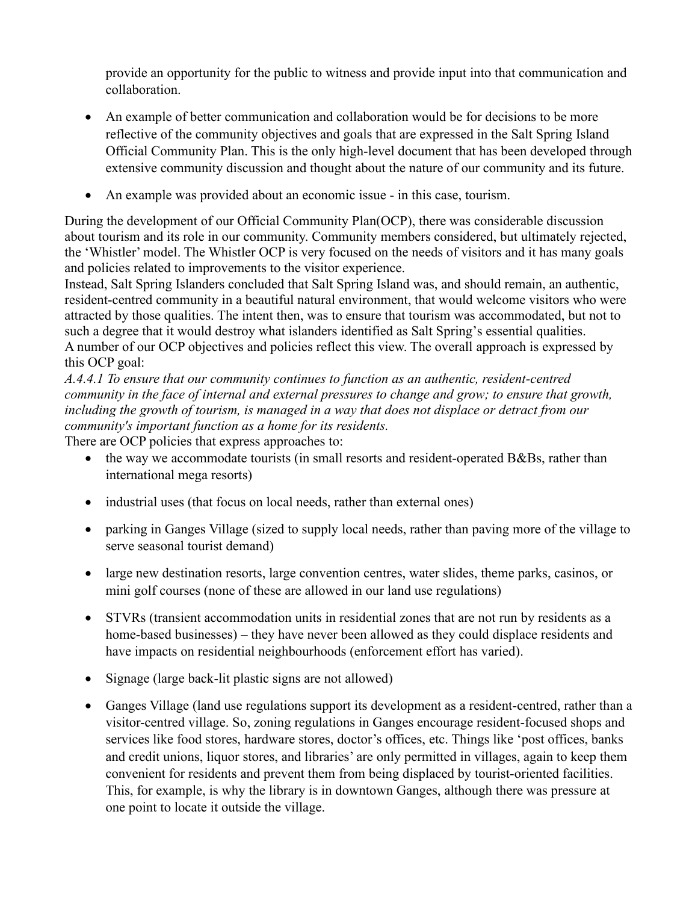provide an opportunity for the public to witness and provide input into that communication and collaboration.

- An example of better communication and collaboration would be for decisions to be more reflective of the community objectives and goals that are expressed in the Salt Spring Island Official Community Plan. This is the only high-level document that has been developed through extensive community discussion and thought about the nature of our community and its future.
- An example was provided about an economic issue - in this case, tourism.

During the development of our Official Community Plan(OCP), there was considerable discussion about tourism and its role in our community. Community members considered, but ultimately rejected, the 'Whistler' model. The Whistler OCP is very focused on the needs of visitors and it has many goals and policies related to improvements to the visitor experience.

Instead, Salt Spring Islanders concluded that Salt Spring Island was, and should remain, an authentic, resident-centred community in a beautiful natural environment, that would welcome visitors who were attracted by those qualities. The intent then, was to ensure that tourism was accommodated, but not to such a degree that it would destroy what islanders identified as Salt Spring's essential qualities.

A number of our OCP objectives and policies reflect this view. The overall approach is expressed by this OCP goal:

*A.4.4.1 To ensure that our community continues to function as an authentic, resident-centred community in the face of internal and external pressures to change and grow; to ensure that growth, including the growth of tourism, is managed in a way that does not displace or detract from our community's important function as a home for its residents.*

There are OCP policies that express approaches to:

- the way we accommodate tourists (in small resorts and resident-operated B&Bs, rather than international mega resorts)
- industrial uses (that focus on local needs, rather than external ones)
- parking in Ganges Village (sized to supply local needs, rather than paving more of the village to serve seasonal tourist demand)
- large new destination resorts, large convention centres, water slides, theme parks, casinos, or mini golf courses (none of these are allowed in our land use regulations)
- STVRs (transient accommodation units in residential zones that are not run by residents as a home-based businesses) – they have never been allowed as they could displace residents and have impacts on residential neighbourhoods (enforcement effort has varied).
- Signage (large back-lit plastic signs are not allowed)
- Ganges Village (land use regulations support its development as a resident-centred, rather than a visitor-centred village. So, zoning regulations in Ganges encourage resident-focused shops and services like food stores, hardware stores, doctor's offices, etc. Things like 'post offices, banks and credit unions, liquor stores, and libraries' are only permitted in villages, again to keep them convenient for residents and prevent them from being displaced by tourist-oriented facilities. This, for example, is why the library is in downtown Ganges, although there was pressure at one point to locate it outside the village.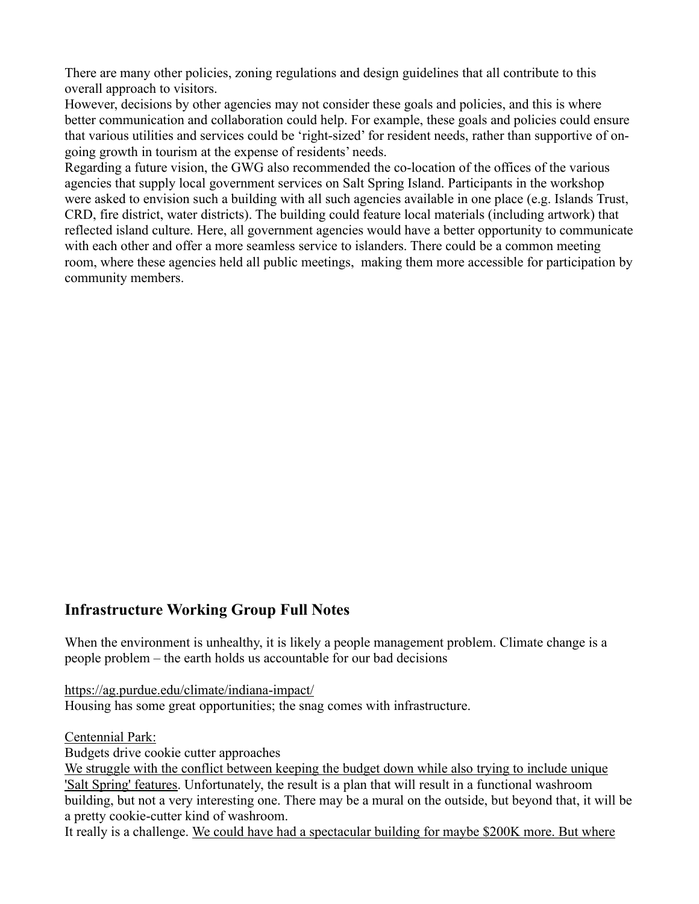There are many other policies, zoning regulations and design guidelines that all contribute to this overall approach to visitors.

However, decisions by other agencies may not consider these goals and policies, and this is where better communication and collaboration could help. For example, these goals and policies could ensure that various utilities and services could be 'right-sized' for resident needs, rather than supportive of on-going growth in tourism at the expense of residents' needs.

Regarding a future vision, the GWG also recommended the co-location of the offices of the various agencies that supply local government services on Salt Spring Island. Participants in the workshop were asked to envision such a building with all such agencies available in one place (e.g. Islands Trust, CRD, fire district, water districts). The building could feature local materials (including artwork) that reflected island culture. Here, all government agencies would have a better opportunity to communicate with each other and offer a more seamless service to islanders. There could be a common meeting room, where these agencies held all public meetings, making them more accessible for participation by community members.

## Infrastructure Working Group Full Notes

When the environment is unhealthy, it is likely a people management problem. Climate change is a people problem – the earth holds us accountable for our bad decisions

https://ag.purdue.edu/climate/indiana-impact/

Housing has some great opportunities; the snag comes with infrastructure.

Centennial Park:

Budgets drive cookie cutter approaches

We struggle with the conflict between keeping the budget down while also trying to include unique 'Salt Spring' features. Unfortunately, the result is a plan that will result in a functional washroom building, but not a very interesting one. There may be a mural on the outside, but beyond that, it will be a pretty cookie-cutter kind of washroom.

It really is a challenge. We could have had a spectacular building for maybe $200K more. But where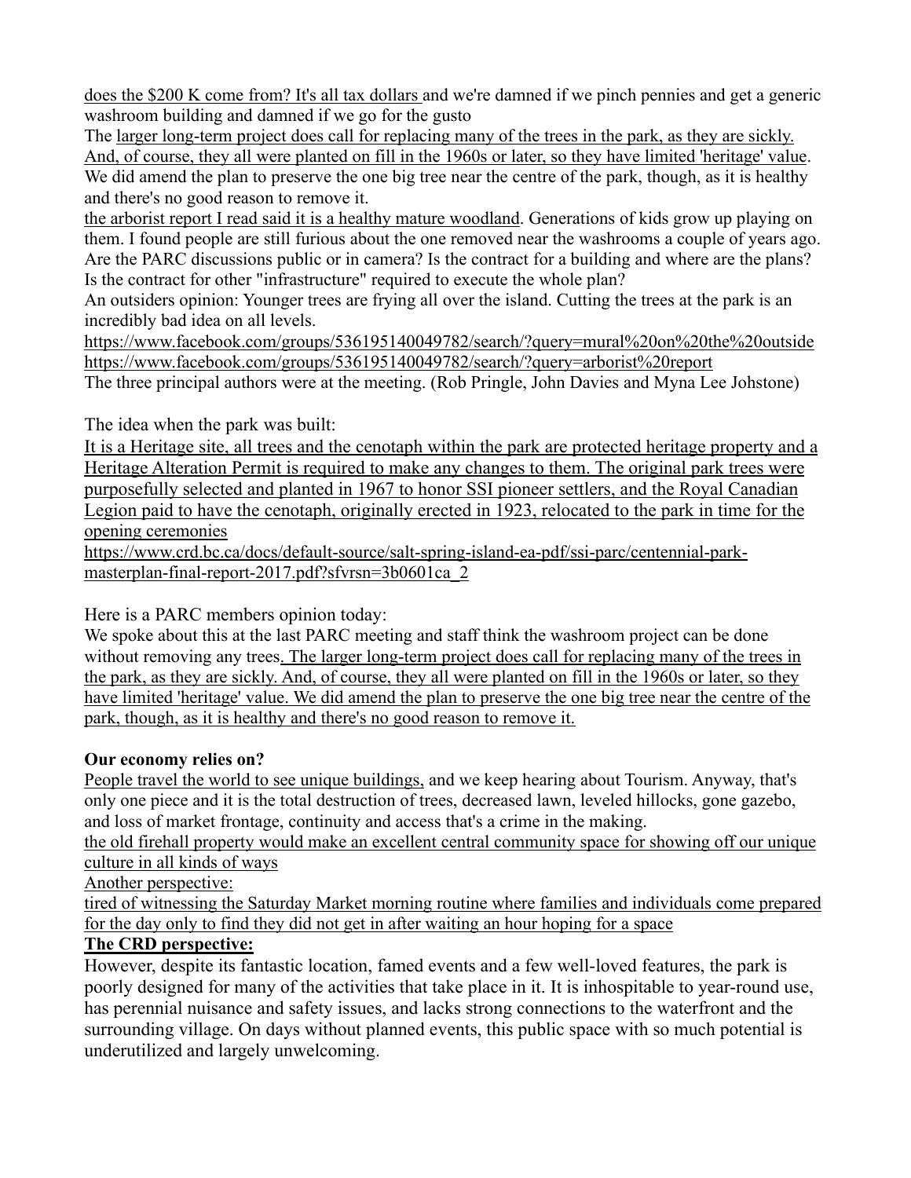does the $200 K come from? It's all tax dollars and we're damned if we pinch pennies and get a generic washroom building and damned if we go for the gusto

The larger long-term project does call for replacing many of the trees in the park, as they are sickly. And, of course, they all were planted on fill in the 1960s or later, so they have limited 'heritage' value. We did amend the plan to preserve the one big tree near the centre of the park, though, as it is healthy and there's no good reason to remove it.

the arborist report I read said it is a healthy mature woodland. Generations of kids grow up playing on them. I found people are still furious about the one removed near the washrooms a couple of years ago. Are the PARC discussions public or in camera? Is the contract for a building and where are the plans? Is the contract for other "infrastructure" required to execute the whole plan?

An outsiders opinion: Younger trees are frying all over the island. Cutting the trees at the park is an incredibly bad idea on all levels.

https://www.facebook.com/groups/536195140049782/search/?query=mural%20on%20the%20outside
https://www.facebook.com/groups/536195140049782/search/?query=arborist%20report

The three principal authors were at the meeting. (Rob Pringle, John Davies and Myna Lee Johstone)

The idea when the park was built:

It is a Heritage site, all trees and the cenotaph within the park are protected heritage property and a Heritage Alteration Permit is required to make any changes to them. The original park trees were purposefully selected and planted in 1967 to honor SSI pioneer settlers, and the Royal Canadian Legion paid to have the cenotaph, originally erected in 1923, relocated to the park in time for the opening ceremonies

https://www.crd.bc.ca/docs/default-source/salt-spring-island-ea-pdf/ssi-parc/centennial-park-masterplan-final-report-2017.pdf?sfvrsn=3b0601ca_2

Here is a PARC members opinion today:

We spoke about this at the last PARC meeting and staff think the washroom project can be done without removing any trees. The larger long-term project does call for replacing many of the trees in the park, as they are sickly. And, of course, they all were planted on fill in the 1960s or later, so they have limited 'heritage' value. We did amend the plan to preserve the one big tree near the centre of the park, though, as it is healthy and there's no good reason to remove it.

**Our economy relies on?**

People travel the world to see unique buildings, and we keep hearing about Tourism. Anyway, that's only one piece and it is the total destruction of trees, decreased lawn, leveled hillocks, gone gazebo, and loss of market frontage, continuity and access that's a crime in the making.

the old firehall property would make an excellent central community space for showing off our unique culture in all kinds of ways

Another perspective:

tired of witnessing the Saturday Market morning routine where families and individuals come prepared for the day only to find they did not get in after waiting an hour hoping for a space

**The CRD perspective:**

However, despite its fantastic location, famed events and a few well-loved features, the park is poorly designed for many of the activities that take place in it. It is inhospitable to year-round use, has perennial nuisance and safety issues, and lacks strong connections to the waterfront and the surrounding village. On days without planned events, this public space with so much potential is underutilized and largely unwelcoming.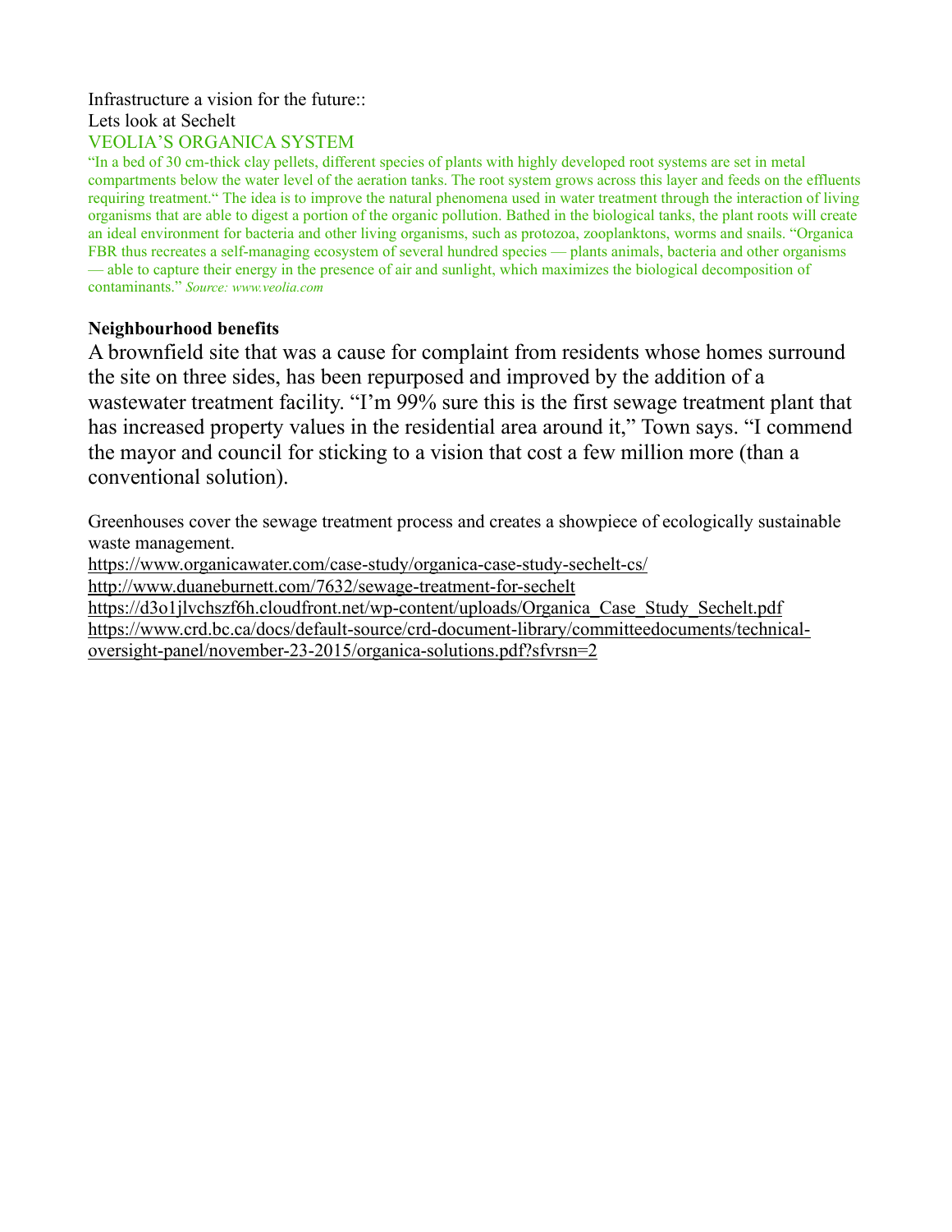Infrastructure a vision for the future::
Lets look at Sechelt

VEOLIA'S ORGANICA SYSTEM

"In a bed of 30 cm-thick clay pellets, different species of plants with highly developed root systems are set in metal compartments below the water level of the aeration tanks. The root system grows across this layer and feeds on the effluents requiring treatment." The idea is to improve the natural phenomena used in water treatment through the interaction of living organisms that are able to digest a portion of the organic pollution. Bathed in the biological tanks, the plant roots will create an ideal environment for bacteria and other living organisms, such as protozoa, zooplanktons, worms and snails. "Organica FBR thus recreates a self-managing ecosystem of several hundred species — plants animals, bacteria and other organisms — able to capture their energy in the presence of air and sunlight, which maximizes the biological decomposition of contaminants." *Source: www.veolia.com*

**Neighbourhood benefits**

A brownfield site that was a cause for complaint from residents whose homes surround the site on three sides, has been repurposed and improved by the addition of a wastewater treatment facility. "I'm 99% sure this is the first sewage treatment plant that has increased property values in the residential area around it," Town says. "I commend the mayor and council for sticking to a vision that cost a few million more (than a conventional solution).

Greenhouses cover the sewage treatment process and creates a showpiece of ecologically sustainable waste management.

https://www.organicawater.com/case-study/organica-case-study-sechelt-cs/
http://www.duaneburnett.com/7632/sewage-treatment-for-sechelt
https://d3o1jlvchszf6h.cloudfront.net/wp-content/uploads/Organica_Case_Study_Sechelt.pdf
https://www.crd.bc.ca/docs/default-source/crd-document-library/committeedocuments/technical-oversight-panel/november-23-2015/organica-solutions.pdf?sfvrsn=2